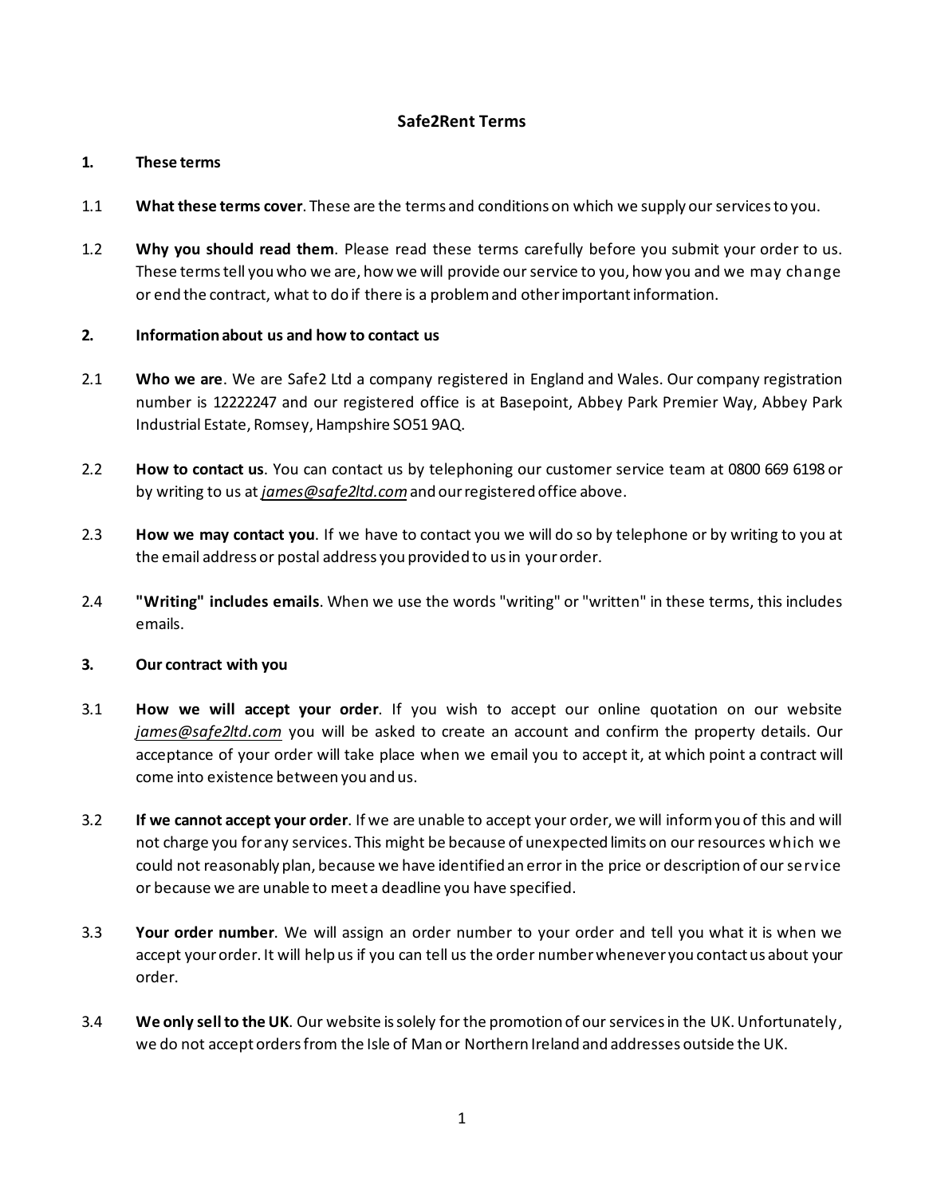# Safe2Rent Terms

## 1. These terms

1.1 **What these terms cover**. These are the terms and conditions on which we supply our services to you.

1.2 **Why you should read them**. Please read these terms carefully before you submit your order to us. These terms tell you who we are, how we will provide our service to you, how you and we may change or end the contract, what to do if there is a problem and other important information.

## 2. Information about us and how to contact us

2.1 **Who we are**. We are Safe2 Ltd a company registered in England and Wales. Our company registration number is 12222247 and our registered office is at Basepoint, Abbey Park Premier Way, Abbey Park Industrial Estate, Romsey, Hampshire SO51 9AQ.

2.2 **How to contact us**. You can contact us by telephoning our customer service team at 0800 669 6198 or by writing to us at *james@safe2ltd.com* and our registered office above.

2.3 **How we may contact you**. If we have to contact you we will do so by telephone or by writing to you at the email address or postal address you provided to us in your order.

2.4 **"Writing" includes emails**. When we use the words "writing" or "written" in these terms, this includes emails.

## 3. Our contract with you

3.1 **How we will accept your order**. If you wish to accept our online quotation on our website *james@safe2ltd.com* you will be asked to create an account and confirm the property details. Our acceptance of your order will take place when we email you to accept it, at which point a contract will come into existence between you and us.

3.2 **If we cannot accept your order**. If we are unable to accept your order, we will inform you of this and will not charge you for any services. This might be because of unexpected limits on our resources which we could not reasonably plan, because we have identified an error in the price or description of our service or because we are unable to meet a deadline you have specified.

3.3 **Your order number**. We will assign an order number to your order and tell you what it is when we accept your order. It will help us if you can tell us the order number whenever you contact us about your order.

3.4 **We only sell to the UK**. Our website is solely for the promotion of our services in the UK. Unfortunately, we do not accept orders from the Isle of Man or Northern Ireland and addresses outside the UK.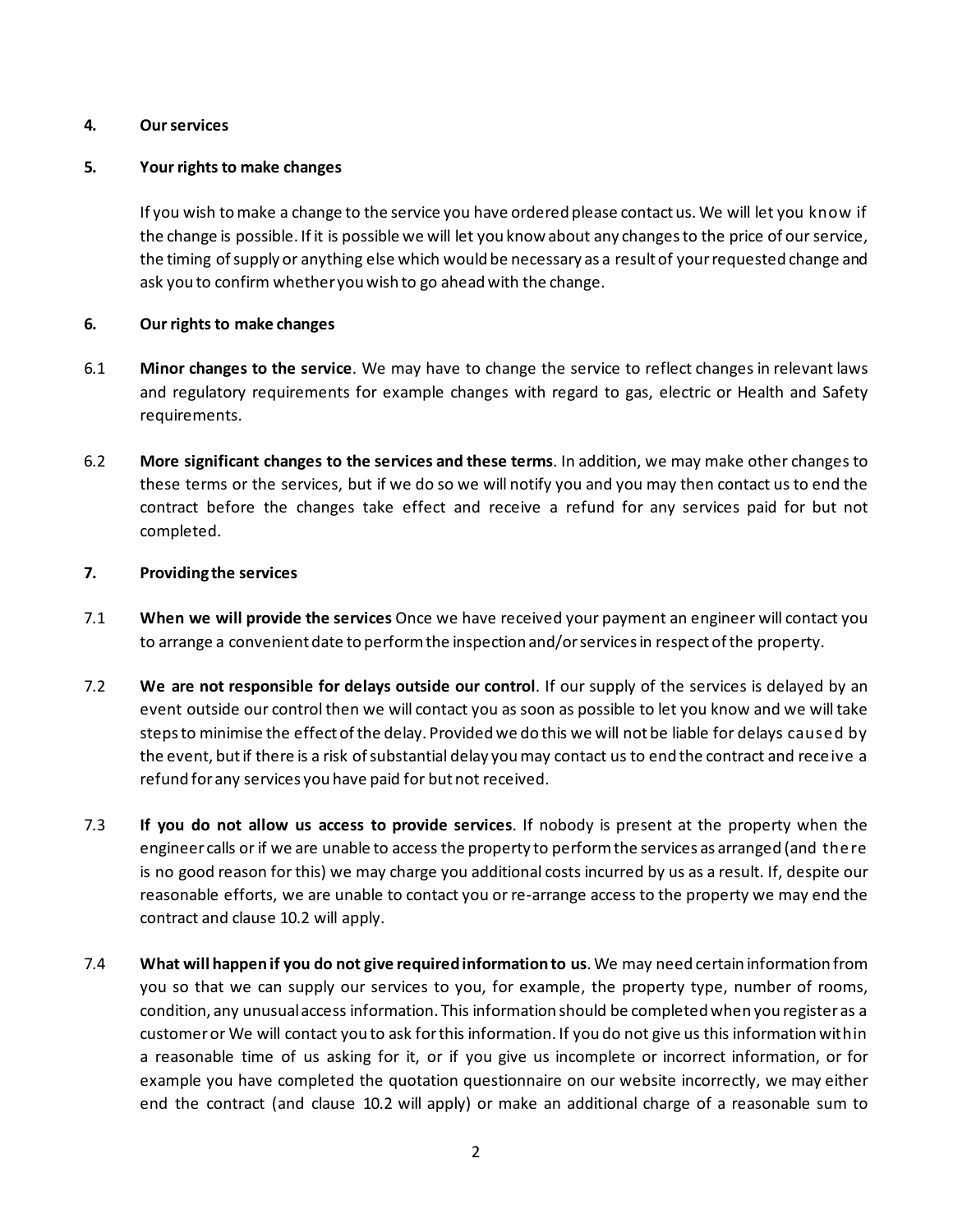## 4. Our services

## 5. Your rights to make changes

If you wish to make a change to the service you have ordered please contact us. We will let you know if the change is possible. If it is possible we will let you know about any changes to the price of our service, the timing of supply or anything else which would be necessary as a result of your requested change and ask you to confirm whether you wish to go ahead with the change.

## 6. Our rights to make changes

6.1 **Minor changes to the service**. We may have to change the service to reflect changes in relevant laws and regulatory requirements for example changes with regard to gas, electric or Health and Safety requirements.

6.2 **More significant changes to the services and these terms**. In addition, we may make other changes to these terms or the services, but if we do so we will notify you and you may then contact us to end the contract before the changes take effect and receive a refund for any services paid for but not completed.

## 7. Providing the services

7.1 **When we will provide the services** Once we have received your payment an engineer will contact you to arrange a convenient date to perform the inspection and/or services in respect of the property.

7.2 **We are not responsible for delays outside our control**. If our supply of the services is delayed by an event outside our control then we will contact you as soon as possible to let you know and we will take steps to minimise the effect of the delay. Provided we do this we will not be liable for delays caused by the event, but if there is a risk of substantial delay you may contact us to end the contract and receive a refund for any services you have paid for but not received.

7.3 **If you do not allow us access to provide services**. If nobody is present at the property when the engineer calls or if we are unable to access the property to perform the services as arranged (and there is no good reason for this) we may charge you additional costs incurred by us as a result. If, despite our reasonable efforts, we are unable to contact you or re-arrange access to the property we may end the contract and clause 10.2 will apply.

7.4 **What will happen if you do not give required information to us**. We may need certain information from you so that we can supply our services to you, for example, the property type, number of rooms, condition, any unusual access information. This information should be completed when you register as a customer or We will contact you to ask for this information. If you do not give us this information within a reasonable time of us asking for it, or if you give us incomplete or incorrect information, or for example you have completed the quotation questionnaire on our website incorrectly, we may either end the contract (and clause 10.2 will apply) or make an additional charge of a reasonable sum to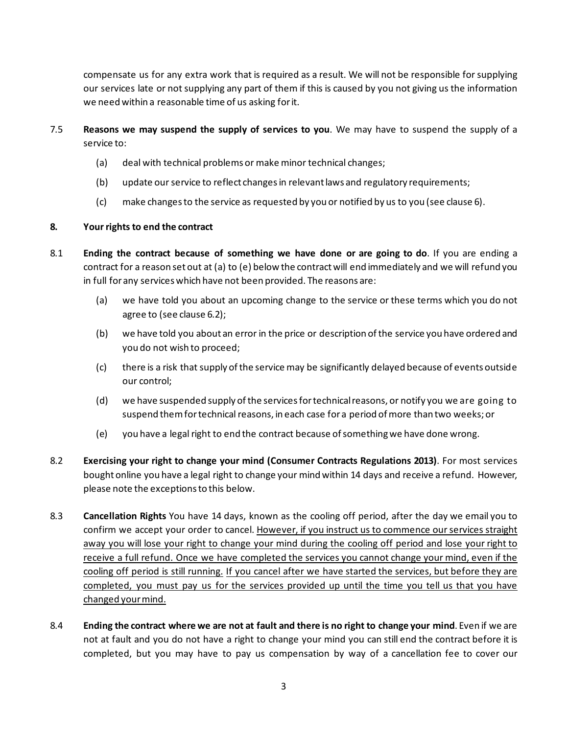compensate us for any extra work that is required as a result. We will not be responsible for supplying our services late or not supplying any part of them if this is caused by you not giving us the information we need within a reasonable time of us asking for it.

7.5 **Reasons we may suspend the supply of services to you**. We may have to suspend the supply of a service to:

(a) deal with technical problems or make minor technical changes;

(b) update our service to reflect changes in relevant laws and regulatory requirements;

(c) make changes to the service as requested by you or notified by us to you (see clause 6).

**8. Your rights to end the contract**

8.1 **Ending the contract because of something we have done or are going to do**. If you are ending a contract for a reason set out at (a) to (e) below the contract will end immediately and we will refund you in full for any services which have not been provided. The reasons are:

(a) we have told you about an upcoming change to the service or these terms which you do not agree to (see clause 6.2);

(b) we have told you about an error in the price or description of the service you have ordered and you do not wish to proceed;

(c) there is a risk that supply of the service may be significantly delayed because of events outside our control;

(d) we have suspended supply of the services for technical reasons, or notify you we are going to suspend them for technical reasons, in each case for a period of more than two weeks; or

(e) you have a legal right to end the contract because of something we have done wrong.

8.2 **Exercising your right to change your mind (Consumer Contracts Regulations 2013)**. For most services bought online you have a legal right to change your mind within 14 days and receive a refund. However, please note the exceptions to this below.

8.3 **Cancellation Rights** You have 14 days, known as the cooling off period, after the day we email you to confirm we accept your order to cancel. <u>However, if you instruct us to commence our services straight away you will lose your right to change your mind during the cooling off period and lose your right to receive a full refund. Once we have completed the services you cannot change your mind, even if the cooling off period is still running.</u> <u>If you cancel after we have started the services, but before they are completed, you must pay us for the services provided up until the time you tell us that you have changed your mind.</u>

8.4 **Ending the contract where we are not at fault and there is no right to change your mind**. Even if we are not at fault and you do not have a right to change your mind you can still end the contract before it is completed, but you may have to pay us compensation by way of a cancellation fee to cover our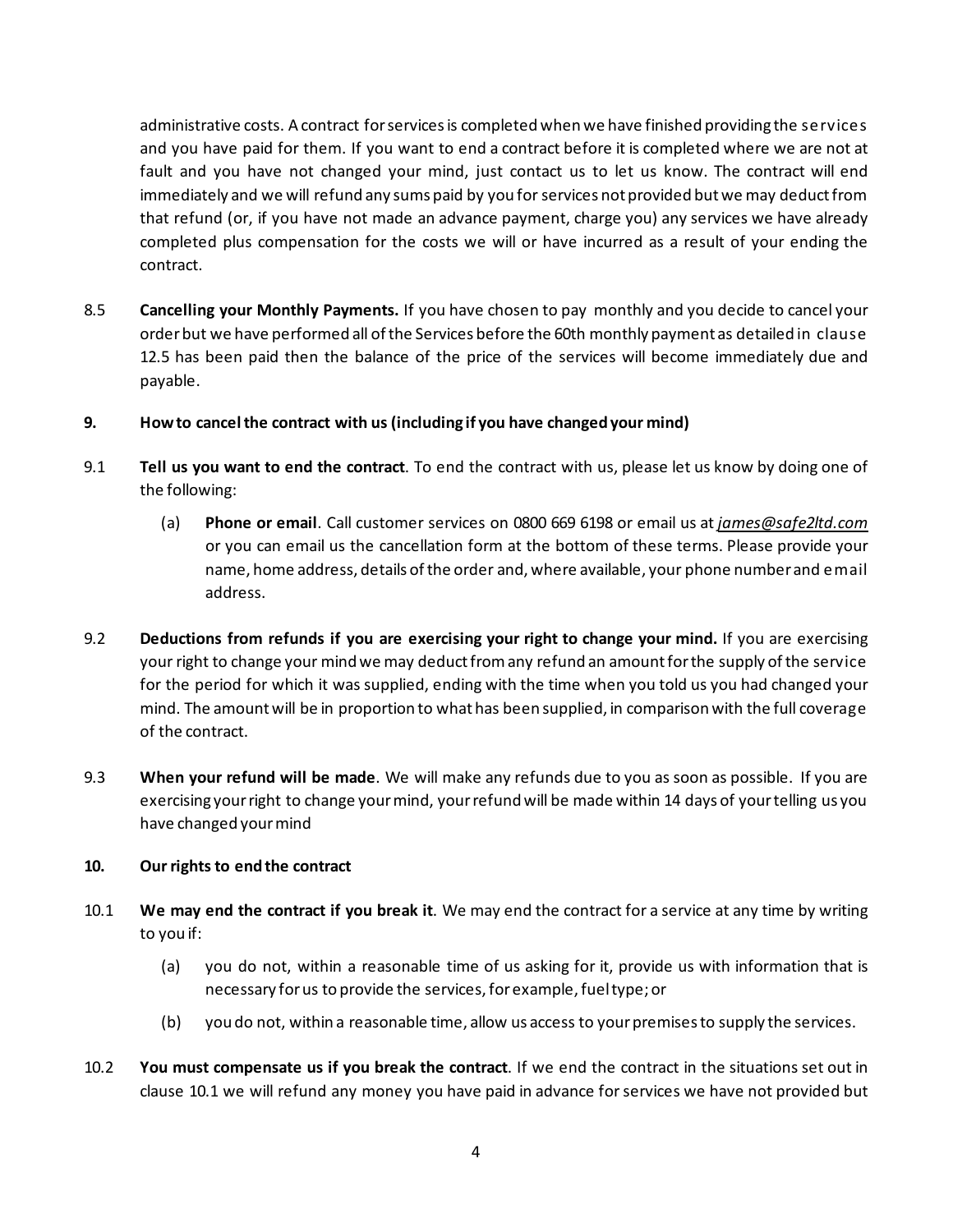administrative costs. A contract for services is completed when we have finished providing the services and you have paid for them. If you want to end a contract before it is completed where we are not at fault and you have not changed your mind, just contact us to let us know. The contract will end immediately and we will refund any sums paid by you for services not provided but we may deduct from that refund (or, if you have not made an advance payment, charge you) any services we have already completed plus compensation for the costs we will or have incurred as a result of your ending the contract.

8.5 **Cancelling your Monthly Payments.** If you have chosen to pay monthly and you decide to cancel your order but we have performed all of the Services before the 60th monthly payment as detailed in clause 12.5 has been paid then the balance of the price of the services will become immediately due and payable.

**9. How to cancel the contract with us (including if you have changed your mind)**

9.1 **Tell us you want to end the contract**. To end the contract with us, please let us know by doing one of the following:

(a) **Phone or email**. Call customer services on 0800 669 6198 or email us at *james@safe2ltd.com* or you can email us the cancellation form at the bottom of these terms. Please provide your name, home address, details of the order and, where available, your phone number and email address.

9.2 **Deductions from refunds if you are exercising your right to change your mind.** If you are exercising your right to change your mind we may deduct from any refund an amount for the supply of the service for the period for which it was supplied, ending with the time when you told us you had changed your mind. The amount will be in proportion to what has been supplied, in comparison with the full coverage of the contract.

9.3 **When your refund will be made**. We will make any refunds due to you as soon as possible. If you are exercising your right to change your mind, your refund will be made within 14 days of your telling us you have changed your mind

**10. Our rights to end the contract**

10.1 **We may end the contract if you break it**. We may end the contract for a service at any time by writing to you if:

(a) you do not, within a reasonable time of us asking for it, provide us with information that is necessary for us to provide the services, for example, fuel type; or

(b) you do not, within a reasonable time, allow us access to your premises to supply the services.

10.2 **You must compensate us if you break the contract**. If we end the contract in the situations set out in clause 10.1 we will refund any money you have paid in advance for services we have not provided but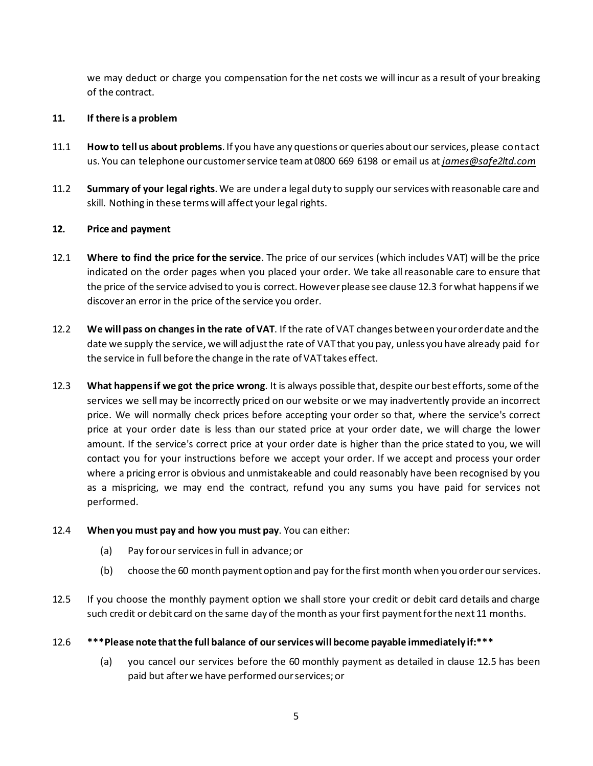we may deduct or charge you compensation for the net costs we will incur as a result of your breaking of the contract.

**11. If there is a problem**

11.1 **How to tell us about problems**. If you have any questions or queries about our services, please contact us. You can telephone our customer service team at 0800 669 6198 or email us at *james@safe2ltd.com*

11.2 **Summary of your legal rights**. We are under a legal duty to supply our services with reasonable care and skill. Nothing in these terms will affect your legal rights.

**12. Price and payment**

12.1 **Where to find the price for the service**. The price of our services (which includes VAT) will be the price indicated on the order pages when you placed your order. We take all reasonable care to ensure that the price of the service advised to you is correct. However please see clause 12.3 for what happens if we discover an error in the price of the service you order.

12.2 **We will pass on changes in the rate of VAT**. If the rate of VAT changes between your order date and the date we supply the service, we will adjust the rate of VAT that you pay, unless you have already paid for the service in full before the change in the rate of VAT takes effect.

12.3 **What happens if we got the price wrong**. It is always possible that, despite our best efforts, some of the services we sell may be incorrectly priced on our website or we may inadvertently provide an incorrect price. We will normally check prices before accepting your order so that, where the service's correct price at your order date is less than our stated price at your order date, we will charge the lower amount. If the service's correct price at your order date is higher than the price stated to you, we will contact you for your instructions before we accept your order. If we accept and process your order where a pricing error is obvious and unmistakeable and could reasonably have been recognised by you as a mispricing, we may end the contract, refund you any sums you have paid for services not performed.

12.4 **When you must pay and how you must pay**. You can either:

(a) Pay for our services in full in advance; or

(b) choose the 60 month payment option and pay for the first month when you order our services.

12.5 If you choose the monthly payment option we shall store your credit or debit card details and charge such credit or debit card on the same day of the month as your first payment for the next 11 months.

12.6 ***Please note that the full balance of our services will become payable immediately if:***

(a) you cancel our services before the 60 monthly payment as detailed in clause 12.5 has been paid but after we have performed our services; or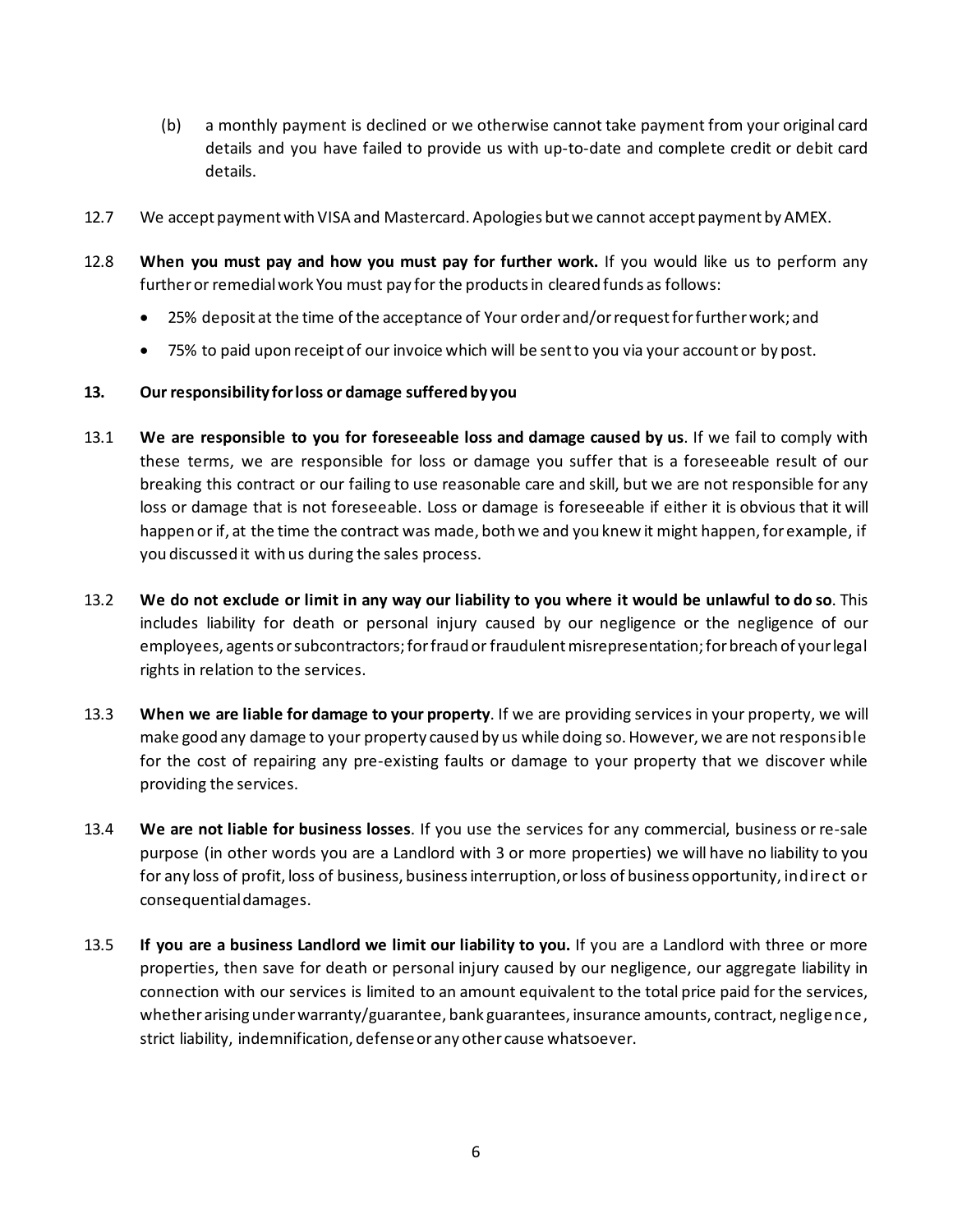(b) a monthly payment is declined or we otherwise cannot take payment from your original card details and you have failed to provide us with up-to-date and complete credit or debit card details.

12.7 We accept payment with VISA and Mastercard. Apologies but we cannot accept payment by AMEX.

12.8 **When you must pay and how you must pay for further work.** If you would like us to perform any further or remedial work You must pay for the products in cleared funds as follows:

- 25% deposit at the time of the acceptance of Your order and/or request for further work; and
- 75% to paid upon receipt of our invoice which will be sent to you via your account or by post.

**13. Our responsibility for loss or damage suffered by you**

13.1 **We are responsible to you for foreseeable loss and damage caused by us**. If we fail to comply with these terms, we are responsible for loss or damage you suffer that is a foreseeable result of our breaking this contract or our failing to use reasonable care and skill, but we are not responsible for any loss or damage that is not foreseeable. Loss or damage is foreseeable if either it is obvious that it will happen or if, at the time the contract was made, both we and you knew it might happen, for example, if you discussed it with us during the sales process.

13.2 **We do not exclude or limit in any way our liability to you where it would be unlawful to do so**. This includes liability for death or personal injury caused by our negligence or the negligence of our employees, agents or subcontractors; for fraud or fraudulent misrepresentation; for breach of your legal rights in relation to the services.

13.3 **When we are liable for damage to your property**. If we are providing services in your property, we will make good any damage to your property caused by us while doing so. However, we are not responsible for the cost of repairing any pre-existing faults or damage to your property that we discover while providing the services.

13.4 **We are not liable for business losses**. If you use the services for any commercial, business or re-sale purpose (in other words you are a Landlord with 3 or more properties) we will have no liability to you for any loss of profit, loss of business, business interruption, or loss of business opportunity, indirect or consequential damages.

13.5 **If you are a business Landlord we limit our liability to you.** If you are a Landlord with three or more properties, then save for death or personal injury caused by our negligence, our aggregate liability in connection with our services is limited to an amount equivalent to the total price paid for the services, whether arising under warranty/guarantee, bank guarantees, insurance amounts, contract, negligence, strict liability, indemnification, defense or any other cause whatsoever.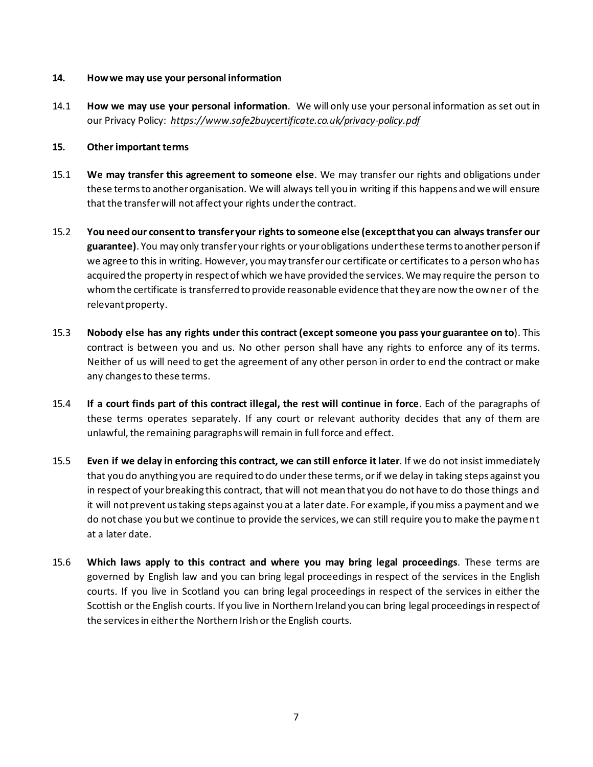**14. How we may use your personal information**

14.1 **How we may use your personal information**. We will only use your personal information as set out in our Privacy Policy: ***https://www.safe2buycertificate.co.uk/privacy-policy.pdf***

**15. Other important terms**

15.1 **We may transfer this agreement to someone else**. We may transfer our rights and obligations under these terms to another organisation. We will always tell you in writing if this happens and we will ensure that the transfer will not affect your rights under the contract.

15.2 **You need our consent to transfer your rights to someone else (except that you can always transfer our guarantee)**. You may only transfer your rights or your obligations under these terms to another person if we agree to this in writing. However, you may transfer our certificate or certificates to a person who has acquired the property in respect of which we have provided the services. We may require the person to whom the certificate is transferred to provide reasonable evidence that they are now the owner of the relevant property.

15.3 **Nobody else has any rights under this contract (except someone you pass your guarantee on to)**. This contract is between you and us. No other person shall have any rights to enforce any of its terms. Neither of us will need to get the agreement of any other person in order to end the contract or make any changes to these terms.

15.4 **If a court finds part of this contract illegal, the rest will continue in force**. Each of the paragraphs of these terms operates separately. If any court or relevant authority decides that any of them are unlawful, the remaining paragraphs will remain in full force and effect.

15.5 **Even if we delay in enforcing this contract, we can still enforce it later**. If we do not insist immediately that you do anything you are required to do under these terms, or if we delay in taking steps against you in respect of your breaking this contract, that will not mean that you do not have to do those things and it will not prevent us taking steps against you at a later date. For example, if you miss a payment and we do not chase you but we continue to provide the services, we can still require you to make the payment at a later date.

15.6 **Which laws apply to this contract and where you may bring legal proceedings**. These terms are governed by English law and you can bring legal proceedings in respect of the services in the English courts. If you live in Scotland you can bring legal proceedings in respect of the services in either the Scottish or the English courts. If you live in Northern Ireland you can bring legal proceedings in respect of the services in either the Northern Irish or the English courts.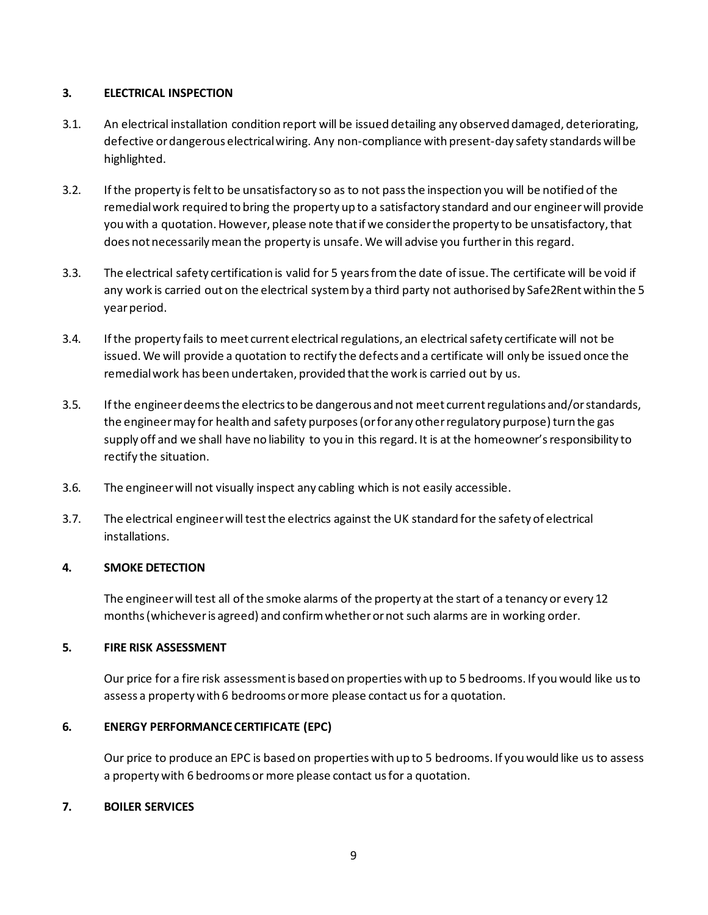## 3. ELECTRICAL INSPECTION

3.1. An electrical installation condition report will be issued detailing any observed damaged, deteriorating, defective or dangerous electrical wiring. Any non-compliance with present-day safety standards will be highlighted.

3.2. If the property is felt to be unsatisfactory so as to not pass the inspection you will be notified of the remedial work required to bring the property up to a satisfactory standard and our engineer will provide you with a quotation. However, please note that if we consider the property to be unsatisfactory, that does not necessarily mean the property is unsafe. We will advise you further in this regard.

3.3. The electrical safety certification is valid for 5 years from the date of issue. The certificate will be void if any work is carried out on the electrical system by a third party not authorised by Safe2Rent within the 5 year period.

3.4. If the property fails to meet current electrical regulations, an electrical safety certificate will not be issued. We will provide a quotation to rectify the defects and a certificate will only be issued once the remedial work has been undertaken, provided that the work is carried out by us.

3.5. If the engineer deems the electrics to be dangerous and not meet current regulations and/or standards, the engineer may for health and safety purposes (or for any other regulatory purpose) turn the gas supply off and we shall have no liability to you in this regard. It is at the homeowner's responsibility to rectify the situation.

3.6. The engineer will not visually inspect any cabling which is not easily accessible.

3.7. The electrical engineer will test the electrics against the UK standard for the safety of electrical installations.

## 4. SMOKE DETECTION

The engineer will test all of the smoke alarms of the property at the start of a tenancy or every 12 months (whichever is agreed) and confirm whether or not such alarms are in working order.

## 5. FIRE RISK ASSESSMENT

Our price for a fire risk assessment is based on properties with up to 5 bedrooms. If you would like us to assess a property with 6 bedrooms or more please contact us for a quotation.

## 6. ENERGY PERFORMANCE CERTIFICATE (EPC)

Our price to produce an EPC is based on properties with up to 5 bedrooms. If you would like us to assess a property with 6 bedrooms or more please contact us for a quotation.

## 7. BOILER SERVICES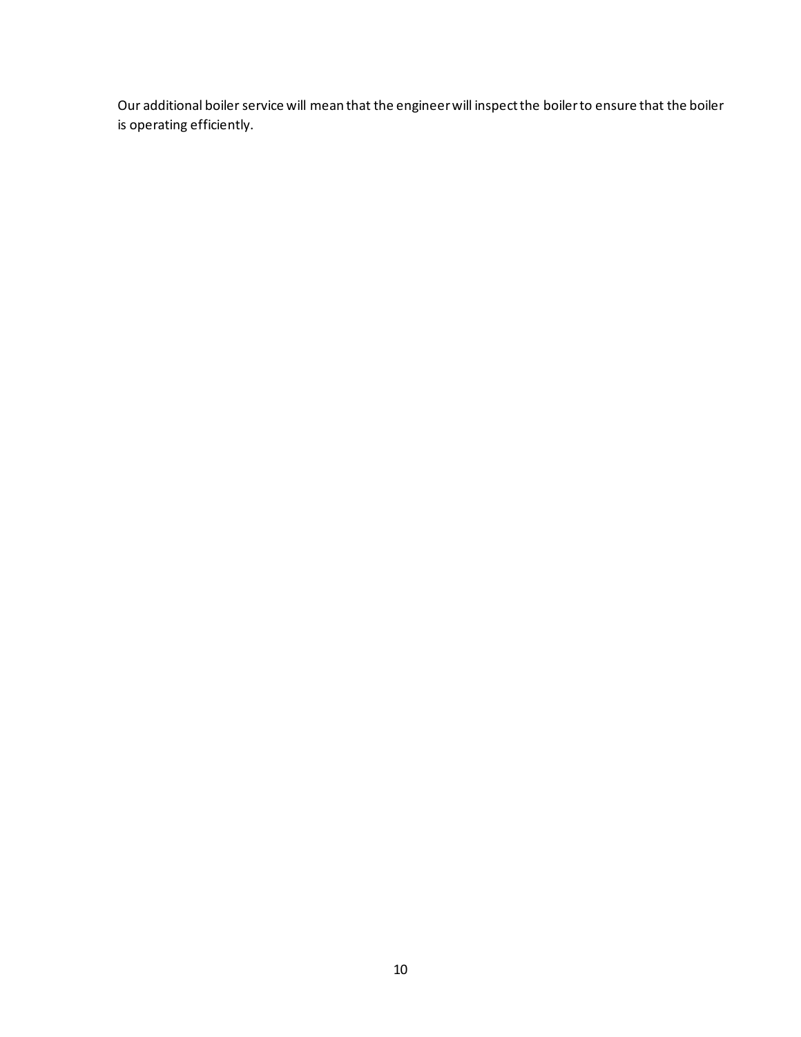Our additional boiler service will mean that the engineer will inspect the boiler to ensure that the boiler is operating efficiently.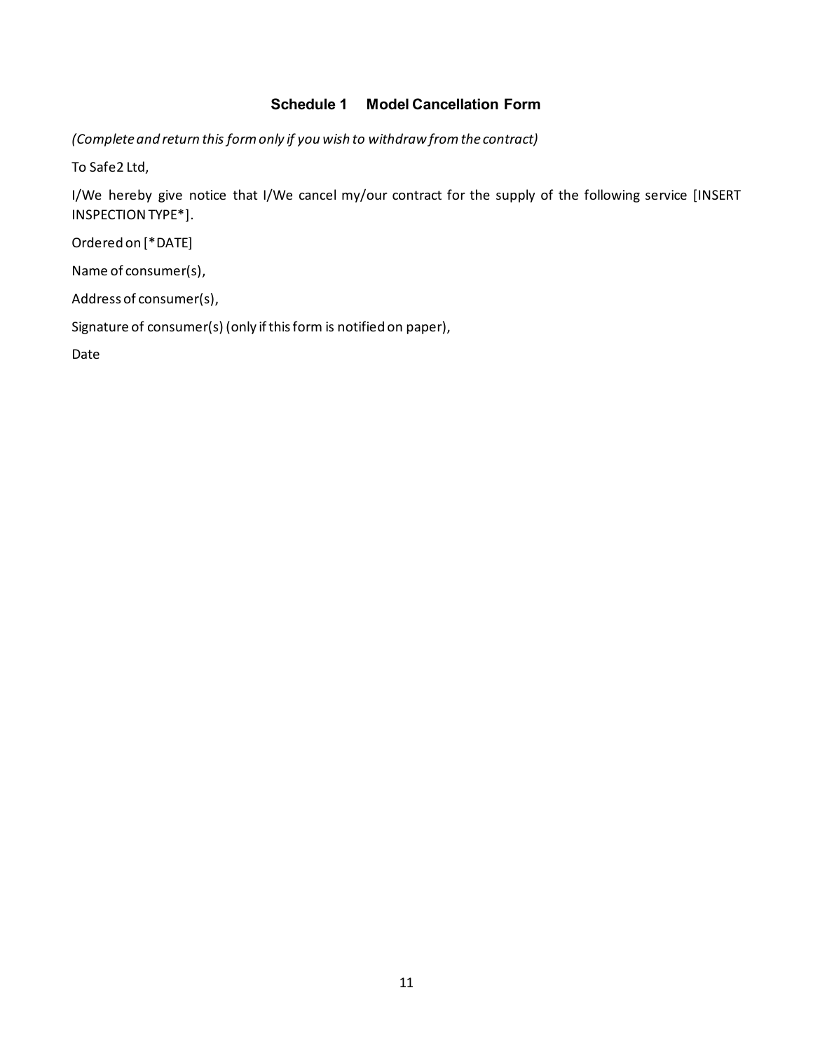## Schedule 1 Model Cancellation Form

*(Complete and return this form only if you wish to withdraw from the contract)*

To Safe2 Ltd,

I/We hereby give notice that I/We cancel my/our contract for the supply of the following service [INSERT INSPECTION TYPE*].

Ordered on [*DATE]

Name of consumer(s),

Address of consumer(s),

Signature of consumer(s) (only if this form is notified on paper),

Date